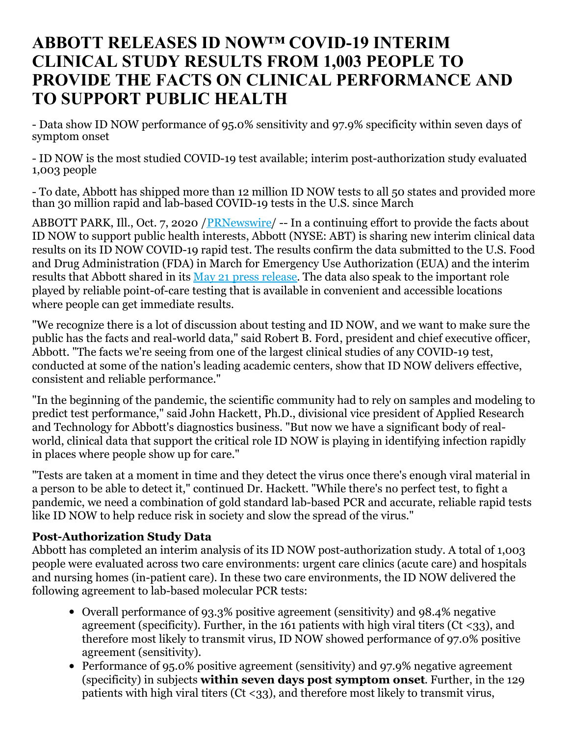# ABBOTT RELEASES ID NOW™ COVID-19 INTERIM CLINICAL STUDY RESULTS FROM 1,003 PEOPLE TO PROVIDE THE FACTS ON CLINICAL PERFORMANCE AND TO SUPPORT PUBLIC HEALTH

- Data show ID NOW performance of 95.0% sensitivity and 97.9% specificity within seven days of symptom onset

- ID NOW is the most studied COVID-19 test available; interim post-authorization study evaluated 1,003 people

- To date, Abbott has shipped more than 12 million ID NOW tests to all 50 states and provided more than 30 million rapid and lab-based COVID-19 tests in the U.S. since March

ABBOTT PARK, Ill., Oct. 7, 2020 /PRNewswire/ -- In a continuing effort to provide the facts about ID NOW to support public health interests, Abbott (NYSE: ABT) is sharing new interim clinical data results on its ID NOW COVID-19 rapid test. The results confirm the data submitted to the U.S. Food and Drug Administration (FDA) in March for Emergency Use Authorization (EUA) and the interim results that Abbott shared in its May 21 press release. The data also speak to the important role played by reliable point-of-care testing that is available in convenient and accessible locations where people can get immediate results.

"We recognize there is a lot of discussion about testing and ID NOW, and we want to make sure the public has the facts and real-world data," said Robert B. Ford, president and chief executive officer, Abbott. "The facts we're seeing from one of the largest clinical studies of any COVID-19 test, conducted at some of the nation's leading academic centers, show that ID NOW delivers effective, consistent and reliable performance."

"In the beginning of the pandemic, the scientific community had to rely on samples and modeling to predict test performance," said John Hackett, Ph.D., divisional vice president of Applied Research and Technology for Abbott's diagnostics business. "But now we have a significant body of real-world, clinical data that support the critical role ID NOW is playing in identifying infection rapidly in places where people show up for care."

"Tests are taken at a moment in time and they detect the virus once there's enough viral material in a person to be able to detect it," continued Dr. Hackett. "While there's no perfect test, to fight a pandemic, we need a combination of gold standard lab-based PCR and accurate, reliable rapid tests like ID NOW to help reduce risk in society and slow the spread of the virus."

**Post-Authorization Study Data**

Abbott has completed an interim analysis of its ID NOW post-authorization study. A total of 1,003 people were evaluated across two care environments: urgent care clinics (acute care) and hospitals and nursing homes (in-patient care). In these two care environments, the ID NOW delivered the following agreement to lab-based molecular PCR tests:

- Overall performance of 93.3% positive agreement (sensitivity) and 98.4% negative agreement (specificity). Further, in the 161 patients with high viral titers (Ct <33), and therefore most likely to transmit virus, ID NOW showed performance of 97.0% positive agreement (sensitivity).
- Performance of 95.0% positive agreement (sensitivity) and 97.9% negative agreement (specificity) in subjects **within seven days post symptom onset**. Further, in the 129 patients with high viral titers (Ct <33), and therefore most likely to transmit virus,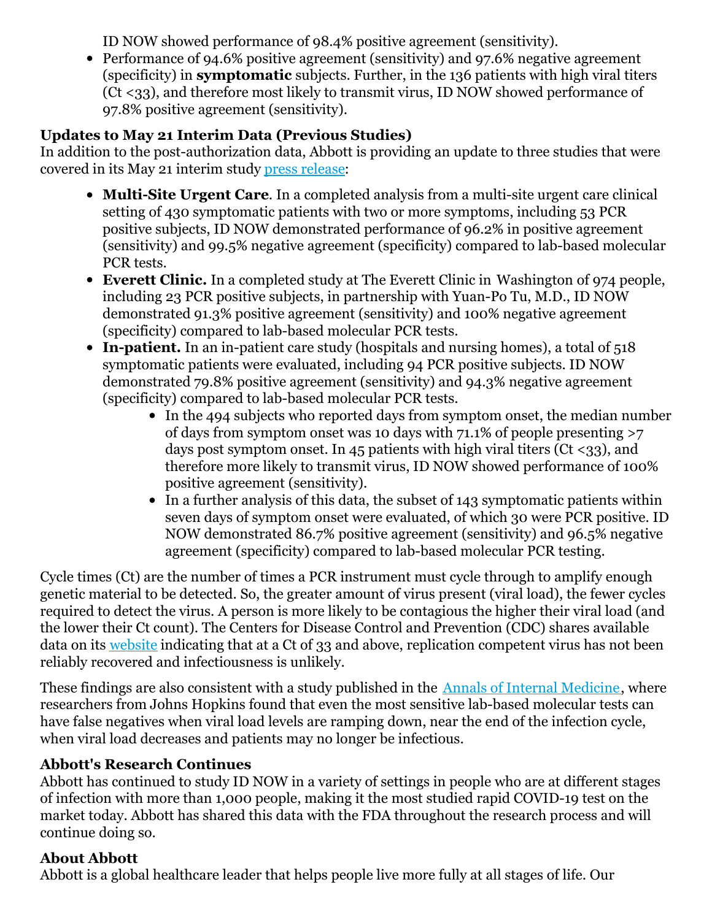ID NOW showed performance of 98.4% positive agreement (sensitivity).

- Performance of 94.6% positive agreement (sensitivity) and 97.6% negative agreement (specificity) in **symptomatic** subjects. Further, in the 136 patients with high viral titers (Ct <33), and therefore most likely to transmit virus, ID NOW showed performance of 97.8% positive agreement (sensitivity).

### Updates to May 21 Interim Data (Previous Studies)

In addition to the post-authorization data, Abbott is providing an update to three studies that were covered in its May 21 interim study [press release](press release):

- **Multi-Site Urgent Care**. In a completed analysis from a multi-site urgent care clinical setting of 430 symptomatic patients with two or more symptoms, including 53 PCR positive subjects, ID NOW demonstrated performance of 96.2% in positive agreement (sensitivity) and 99.5% negative agreement (specificity) compared to lab-based molecular PCR tests.
- **Everett Clinic.** In a completed study at The Everett Clinic in Washington of 974 people, including 23 PCR positive subjects, in partnership with Yuan-Po Tu, M.D., ID NOW demonstrated 91.3% positive agreement (sensitivity) and 100% negative agreement (specificity) compared to lab-based molecular PCR tests.
- **In-patient.** In an in-patient care study (hospitals and nursing homes), a total of 518 symptomatic patients were evaluated, including 94 PCR positive subjects. ID NOW demonstrated 79.8% positive agreement (sensitivity) and 94.3% negative agreement (specificity) compared to lab-based molecular PCR tests.
  - In the 494 subjects who reported days from symptom onset, the median number of days from symptom onset was 10 days with 71.1% of people presenting >7 days post symptom onset. In 45 patients with high viral titers (Ct <33), and therefore more likely to transmit virus, ID NOW showed performance of 100% positive agreement (sensitivity).
  - In a further analysis of this data, the subset of 143 symptomatic patients within seven days of symptom onset were evaluated, of which 30 were PCR positive. ID NOW demonstrated 86.7% positive agreement (sensitivity) and 96.5% negative agreement (specificity) compared to lab-based molecular PCR testing.

Cycle times (Ct) are the number of times a PCR instrument must cycle through to amplify enough genetic material to be detected. So, the greater amount of virus present (viral load), the fewer cycles required to detect the virus. A person is more likely to be contagious the higher their viral load (and the lower their Ct count). The Centers for Disease Control and Prevention (CDC) shares available data on its [website](website) indicating that at a Ct of 33 and above, replication competent virus has not been reliably recovered and infectiousness is unlikely.

These findings are also consistent with a study published in the [Annals of Internal Medicine](Annals of Internal Medicine), where researchers from Johns Hopkins found that even the most sensitive lab-based molecular tests can have false negatives when viral load levels are ramping down, near the end of the infection cycle, when viral load decreases and patients may no longer be infectious.

### Abbott's Research Continues

Abbott has continued to study ID NOW in a variety of settings in people who are at different stages of infection with more than 1,000 people, making it the most studied rapid COVID-19 test on the market today. Abbott has shared this data with the FDA throughout the research process and will continue doing so.

### About Abbott

Abbott is a global healthcare leader that helps people live more fully at all stages of life. Our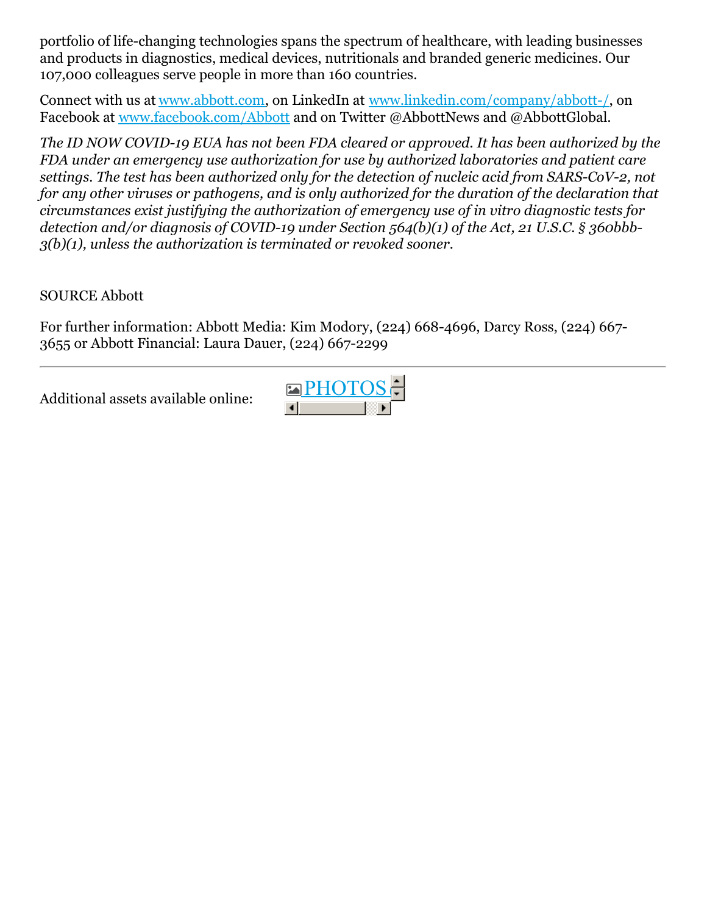portfolio of life-changing technologies spans the spectrum of healthcare, with leading businesses and products in diagnostics, medical devices, nutritionals and branded generic medicines. Our 107,000 colleagues serve people in more than 160 countries.

Connect with us at www.abbott.com, on LinkedIn at www.linkedin.com/company/abbott-/, on Facebook at www.facebook.com/Abbott and on Twitter @AbbottNews and @AbbottGlobal.

*The ID NOW COVID-19 EUA has not been FDA cleared or approved. It has been authorized by the FDA under an emergency use authorization for use by authorized laboratories and patient care settings. The test has been authorized only for the detection of nucleic acid from SARS-CoV-2, not for any other viruses or pathogens, and is only authorized for the duration of the declaration that circumstances exist justifying the authorization of emergency use of in vitro diagnostic tests for detection and/or diagnosis of COVID-19 under Section 564(b)(1) of the Act, 21 U.S.C. § 360bbb-3(b)(1), unless the authorization is terminated or revoked sooner.*

SOURCE Abbott

For further information: Abbott Media: Kim Modory, (224) 668-4696, Darcy Ross, (224) 667-3655 or Abbott Financial: Laura Dauer, (224) 667-2299

---

Additional assets available online: PHOTOS